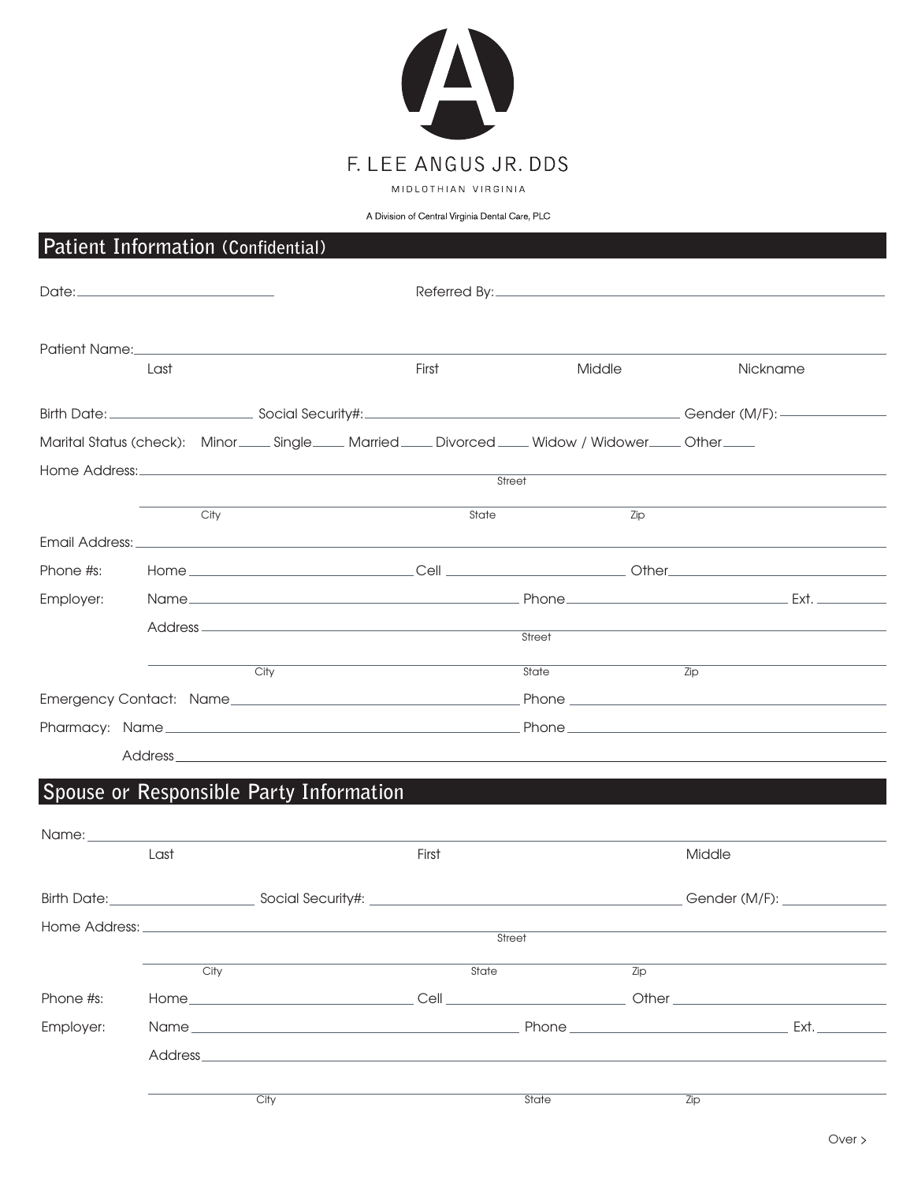# F. LEE ANGUS JR. DDS

MIDLOTHIAN VIRGINIA

A Division of Central Virginia Dental Care, PLC

## Patient Information (Confidential)

Date: ____________________ Referred By: ________________________________________

Patient Name: ______________________________________________________________
Last First Middle Nickname

Birth Date: ______________ Social Security#: ________________________________ Gender (M/F): __________

Marital Status (check): Minor____ Single____ Married____ Divorced____ Widow / Widower____ Other____

Home Address: ______________________________________________________________
Street

______________________________________________________________
City State Zip

Email Address: ______________________________________________________________

Phone #s: Home ______________________ Cell ____________________ Other ______________________

Employer: Name ________________________________ Phone ______________________ Ext. ________

Address ______________________________________________________________
Street

______________________________________________________________
City State Zip

Emergency Contact: Name ______________________________ Phone ______________________________

Pharmacy: Name ______________________________ Phone ______________________________

Address ______________________________________________________________

## Spouse or Responsible Party Information

Name: ______________________________________________________________
Last First Middle

Birth Date: ______________ Social Security#: ________________________________ Gender (M/F): __________

Home Address: ______________________________________________________________
Street

______________________________________________________________
City State Zip

Phone #s: Home ______________________ Cell ____________________ Other ______________________

Employer: Name ________________________________ Phone ______________________ Ext. ________

Address ______________________________________________________________

______________________________________________________________
City State Zip

Over >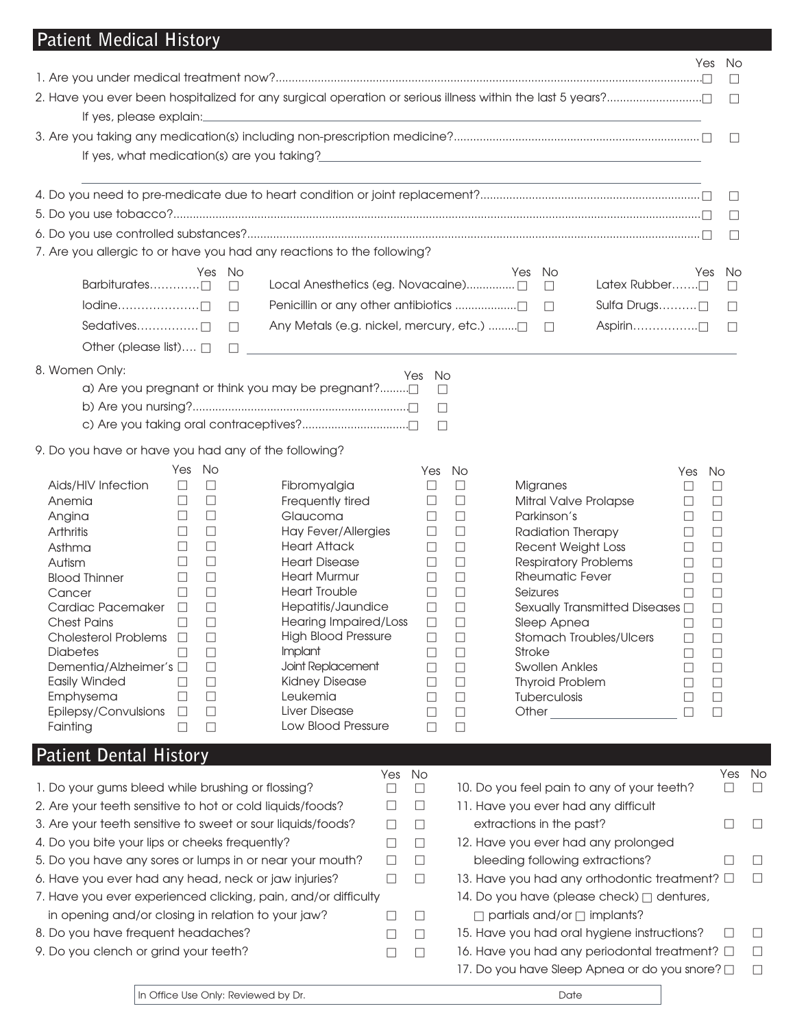## Patient Medical History

| | Yes | No |
|---|---|---|
| 1. Are you under medical treatment now? | ☐ | ☐ |
| 2. Have you ever been hospitalized for any surgical operation or serious illness within the last 5 years? | ☐ | ☐ |

If yes, please explain: ______________________________

| | Yes | No |
|---|---|---|
| 3. Are you taking any medication(s) including non-prescription medicine? | ☐ | ☐ |

If yes, what medication(s) are you taking? ______________________________

______________________________

| | Yes | No |
|---|---|---|
| 4. Do you need to pre-medicate due to heart condition or joint replacement? | ☐ | ☐ |
| 5. Do you use tobacco? | ☐ | ☐ |
| 6. Do you use controlled substances? | ☐ | ☐ |

7. Are you allergic to or have you had any reactions to the following?

| | Yes | No | | Yes | No | | Yes | No |
|---|---|---|---|---|---|---|---|---|
| Barbiturates | ☐ | ☐ | Local Anesthetics (eg. Novacaine) | ☐ | ☐ | Latex Rubber | ☐ | ☐ |
| Iodine | ☐ | ☐ | Penicillin or any other antibiotics | ☐ | ☐ | Sulfa Drugs | ☐ | ☐ |
| Sedatives | ☐ | ☐ | Any Metals (e.g. nickel, mercury, etc.) | ☐ | ☐ | Aspirin | ☐ | ☐ |
| Other (please list) | ☐ | ☐ | ______________________________ | | | | | |

8. Women Only:

| | Yes | No |
|---|---|---|
| a) Are you pregnant or think you may be pregnant? | ☐ | ☐ |
| b) Are you nursing? | ☐ | ☐ |
| c) Are you taking oral contraceptives? | ☐ | ☐ |

9. Do you have or have you had any of the following?

| | Yes | No | | Yes | No | | Yes | No |
|---|---|---|---|---|---|---|---|---|
| Aids/HIV Infection | ☐ | ☐ | Fibromyalgia | ☐ | ☐ | Migranes | ☐ | ☐ |
| Anemia | ☐ | ☐ | Frequently tired | ☐ | ☐ | Mitral Valve Prolapse | ☐ | ☐ |
| Angina | ☐ | ☐ | Glaucoma | ☐ | ☐ | Parkinson's | ☐ | ☐ |
| Arthritis | ☐ | ☐ | Hay Fever/Allergies | ☐ | ☐ | Radiation Therapy | ☐ | ☐ |
| Asthma | ☐ | ☐ | Heart Attack | ☐ | ☐ | Recent Weight Loss | ☐ | ☐ |
| Autism | ☐ | ☐ | Heart Disease | ☐ | ☐ | Respiratory Problems | ☐ | ☐ |
| Blood Thinner | ☐ | ☐ | Heart Murmur | ☐ | ☐ | Rheumatic Fever | ☐ | ☐ |
| Cancer | ☐ | ☐ | Heart Trouble | ☐ | ☐ | Seizures | ☐ | ☐ |
| Cardiac Pacemaker | ☐ | ☐ | Hepatitis/Jaundice | ☐ | ☐ | Sexually Transmitted Diseases | ☐ | ☐ |
| Chest Pains | ☐ | ☐ | Hearing Impaired/Loss | ☐ | ☐ | Sleep Apnea | ☐ | ☐ |
| Cholesterol Problems | ☐ | ☐ | High Blood Pressure | ☐ | ☐ | Stomach Troubles/Ulcers | ☐ | ☐ |
| Diabetes | ☐ | ☐ | Implant | ☐ | ☐ | Stroke | ☐ | ☐ |
| Dementia/Alzheimer's | ☐ | ☐ | Joint Replacement | ☐ | ☐ | Swollen Ankles | ☐ | ☐ |
| Easily Winded | ☐ | ☐ | Kidney Disease | ☐ | ☐ | Thyroid Problem | ☐ | ☐ |
| Emphysema | ☐ | ☐ | Leukemia | ☐ | ☐ | Tuberculosis | ☐ | ☐ |
| Epilepsy/Convulsions | ☐ | ☐ | Liver Disease | ☐ | ☐ | Other ____________ | ☐ | ☐ |
| Fainting | ☐ | ☐ | Low Blood Pressure | ☐ | ☐ | | | |

## Patient Dental History

| | Yes | No |
|---|---|---|
| 1. Do your gums bleed while brushing or flossing? | ☐ | ☐ |
| 2. Are your teeth sensitive to hot or cold liquids/foods? | ☐ | ☐ |
| 3. Are your teeth sensitive to sweet or sour liquids/foods? | ☐ | ☐ |
| 4. Do you bite your lips or cheeks frequently? | ☐ | ☐ |
| 5. Do you have any sores or lumps in or near your mouth? | ☐ | ☐ |
| 6. Have you ever had any head, neck or jaw injuries? | ☐ | ☐ |
| 7. Have you ever experienced clicking, pain, and/or difficulty in opening and/or closing in relation to your jaw? | ☐ | ☐ |
| 8. Do you have frequent headaches? | ☐ | ☐ |
| 9. Do you clench or grind your teeth? | ☐ | ☐ |
| 10. Do you feel pain to any of your teeth? | ☐ | ☐ |
| 11. Have you ever had any difficult extractions in the past? | ☐ | ☐ |
| 12. Have you ever had any prolonged bleeding following extractions? | ☐ | ☐ |
| 13. Have you had any orthodontic treatment? | ☐ | ☐ |
| 14. Do you have (please check) ☐ dentures, ☐ partials and/or ☐ implants? | | |
| 15. Have you had oral hygiene instructions? | ☐ | ☐ |
| 16. Have you had any periodontal treatment? | ☐ | ☐ |
| 17. Do you have Sleep Apnea or do you snore? | ☐ | ☐ |

| In Office Use Only: Reviewed by Dr. | Date |
|---|---|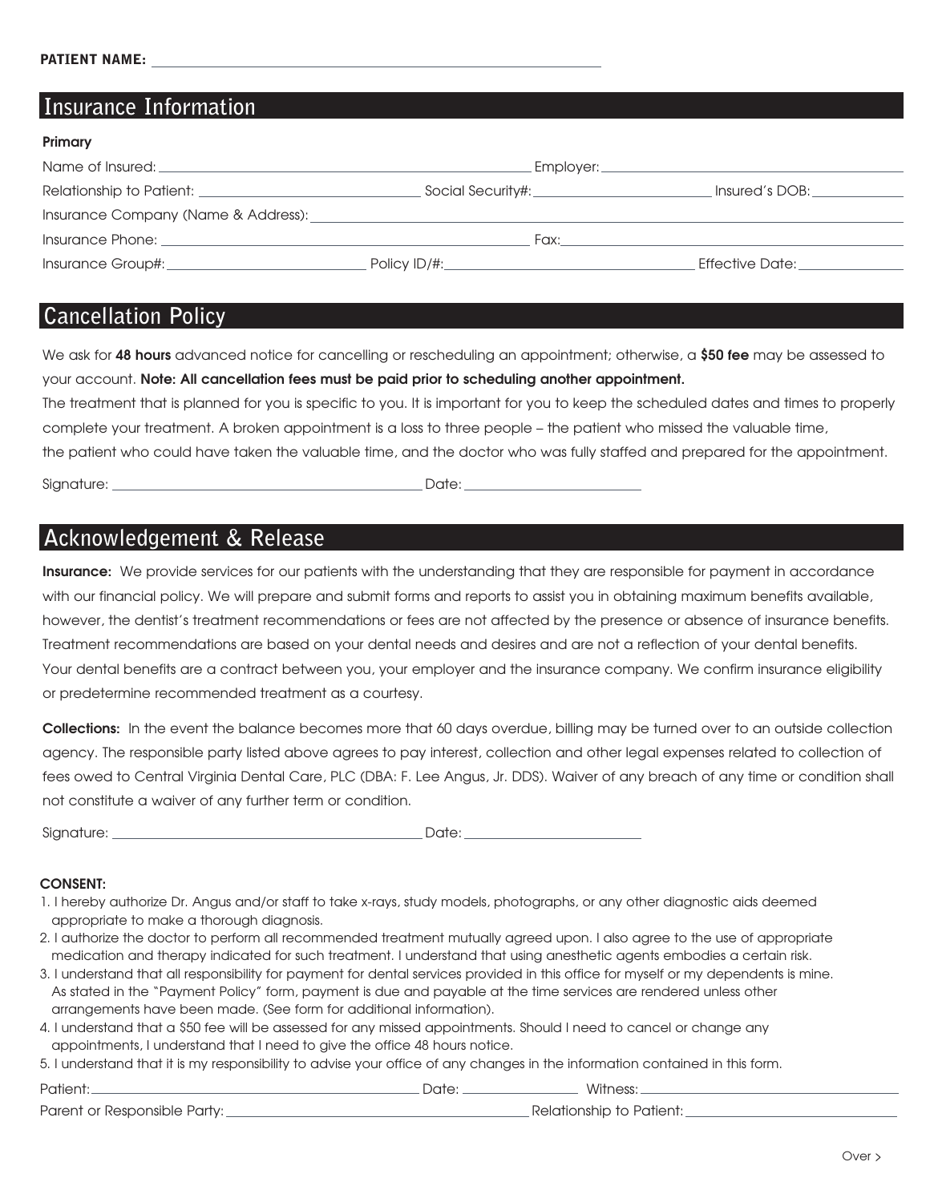**PATIENT NAME:** ______________________________

## Insurance Information

**Primary**

Name of Insured: ______________________________ Employer: ______________________________

Relationship to Patient: ____________________ Social Security#: ____________________ Insured's DOB: ____________

Insurance Company (Name & Address): ______________________________________________________________

Insurance Phone: ______________________________ Fax: ______________________________

Insurance Group#: ____________________ Policy ID/#: ____________________ Effective Date: ____________

## Cancellation Policy

We ask for **48 hours** advanced notice for cancelling or rescheduling an appointment; otherwise, a **$50 fee** may be assessed to your account. **Note: All cancellation fees must be paid prior to scheduling another appointment.**

The treatment that is planned for you is specific to you. It is important for you to keep the scheduled dates and times to properly complete your treatment. A broken appointment is a loss to three people – the patient who missed the valuable time, the patient who could have taken the valuable time, and the doctor who was fully staffed and prepared for the appointment.

Signature: ______________________________ Date: ____________________

## Acknowledgement & Release

**Insurance:** We provide services for our patients with the understanding that they are responsible for payment in accordance with our financial policy. We will prepare and submit forms and reports to assist you in obtaining maximum benefits available, however, the dentist's treatment recommendations or fees are not affected by the presence or absence of insurance benefits. Treatment recommendations are based on your dental needs and desires and are not a reflection of your dental benefits. Your dental benefits are a contract between you, your employer and the insurance company. We confirm insurance eligibility or predetermine recommended treatment as a courtesy.

**Collections:** In the event the balance becomes more that 60 days overdue, billing may be turned over to an outside collection agency. The responsible party listed above agrees to pay interest, collection and other legal expenses related to collection of fees owed to Central Virginia Dental Care, PLC (DBA: F. Lee Angus, Jr. DDS). Waiver of any breach of any time or condition shall not constitute a waiver of any further term or condition.

Signature: ______________________________ Date: ____________________

**CONSENT:**

1. I hereby authorize Dr. Angus and/or staff to take x-rays, study models, photographs, or any other diagnostic aids deemed appropriate to make a thorough diagnosis.
2. I authorize the doctor to perform all recommended treatment mutually agreed upon. I also agree to the use of appropriate medication and therapy indicated for such treatment. I understand that using anesthetic agents embodies a certain risk.
3. I understand that all responsibility for payment for dental services provided in this office for myself or my dependents is mine. As stated in the "Payment Policy" form, payment is due and payable at the time services are rendered unless other arrangements have been made. (See form for additional information).
4. I understand that a $50 fee will be assessed for any missed appointments. Should I need to cancel or change any appointments, I understand that I need to give the office 48 hours notice.
5. I understand that it is my responsibility to advise your office of any changes in the information contained in this form.

Patient: ______________________________ Date: ____________ Witness: ______________________________

Parent or Responsible Party: ______________________________ Relationship to Patient: ____________________

Over >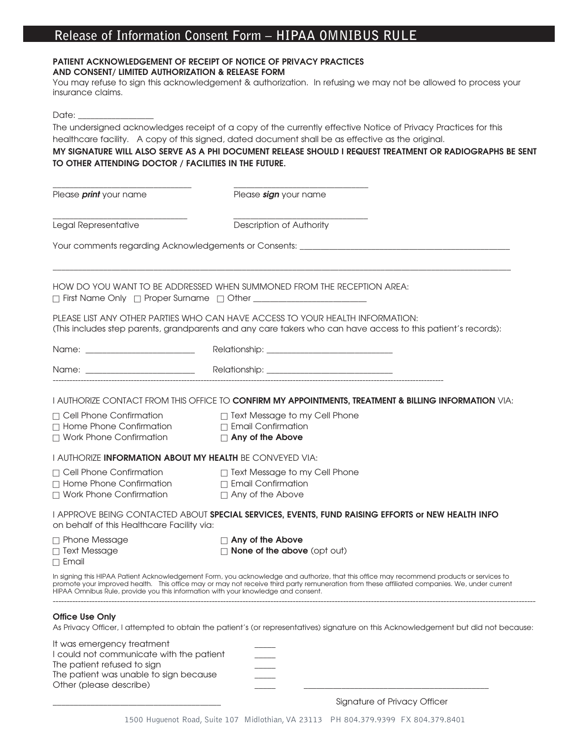# Release of Information Consent Form – HIPAA OMNIBUS RULE

**PATIENT ACKNOWLEDGEMENT OF RECEIPT OF NOTICE OF PRIVACY PRACTICES**
**AND CONSENT/ LIMITED AUTHORIZATION & RELEASE FORM**

You may refuse to sign this acknowledgement & authorization. In refusing we may not be allowed to process your insurance claims.

Date: _______________

The undersigned acknowledges receipt of a copy of the currently effective Notice of Privacy Practices for this healthcare facility. A copy of this signed, dated document shall be as effective as the original.

**MY SIGNATURE WILL ALSO SERVE AS A PHI DOCUMENT RELEASE SHOULD I REQUEST TREATMENT OR RADIOGRAPHS BE SENT TO OTHER ATTENDING DOCTOR / FACILITIES IN THE FUTURE.**

_____________________________ _____________________________
Please ***print*** your name Please ***sign*** your name

_____________________________ _____________________________
Legal Representative Description of Authority

Your comments regarding Acknowledgements or Consents: _____________________________________________

_____________________________________________________________________________________________

HOW DO YOU WANT TO BE ADDRESSED WHEN SUMMONED FROM THE RECEPTION AREA:

☐ First Name Only ☐ Proper Surname ☐ Other _______________________

PLEASE LIST ANY OTHER PARTIES WHO CAN HAVE ACCESS TO YOUR HEALTH INFORMATION:
(This includes step parents, grandparents and any care takers who can have access to this patient's records):

Name: _______________________ Relationship: ___________________________

Name: _______________________ Relationship: ___________________________

---

I AUTHORIZE CONTACT FROM THIS OFFICE TO **CONFIRM MY APPOINTMENTS, TREATMENT & BILLING INFORMATION** VIA:

- ☐ Cell Phone Confirmation
- ☐ Home Phone Confirmation
- ☐ Work Phone Confirmation
- ☐ Text Message to my Cell Phone
- ☐ Email Confirmation
- ☐ **Any of the Above**

I AUTHORIZE **INFORMATION ABOUT MY HEALTH** BE CONVEYED VIA:

- ☐ Cell Phone Confirmation
- ☐ Home Phone Confirmation
- ☐ Work Phone Confirmation
- ☐ Text Message to my Cell Phone
- ☐ Email Confirmation
- ☐ Any of the Above

I APPROVE BEING CONTACTED ABOUT **SPECIAL SERVICES, EVENTS, FUND RAISING EFFORTS or NEW HEALTH INFO** on behalf of this Healthcare Facility via:

- ☐ Phone Message
- ☐ Text Message
- ☐ Email
- ☐ **Any of the Above**
- ☐ **None of the above** (opt out)

In signing this HIPAA Patient Acknowledgement Form, you acknowledge and authorize, that this office may recommend products or services to promote your improved health. This office may or may not receive third party remuneration from these affiliated companies. We, under current HIPAA Omnibus Rule, provide you this information with your knowledge and consent.

---

**Office Use Only**

As Privacy Officer, I attempted to obtain the patient's (or representatives) signature on this Acknowledgement but did not because:

It was emergency treatment _____
I could not communicate with the patient _____
The patient refused to sign _____
The patient was unable to sign because _____
Other (please describe) _____ ___________________________________

___________________________________ Signature of Privacy Officer

1500 Huguenot Road, Suite 107 Midlothian, VA 23113 PH 804.379.9399 FX 804.379.8401